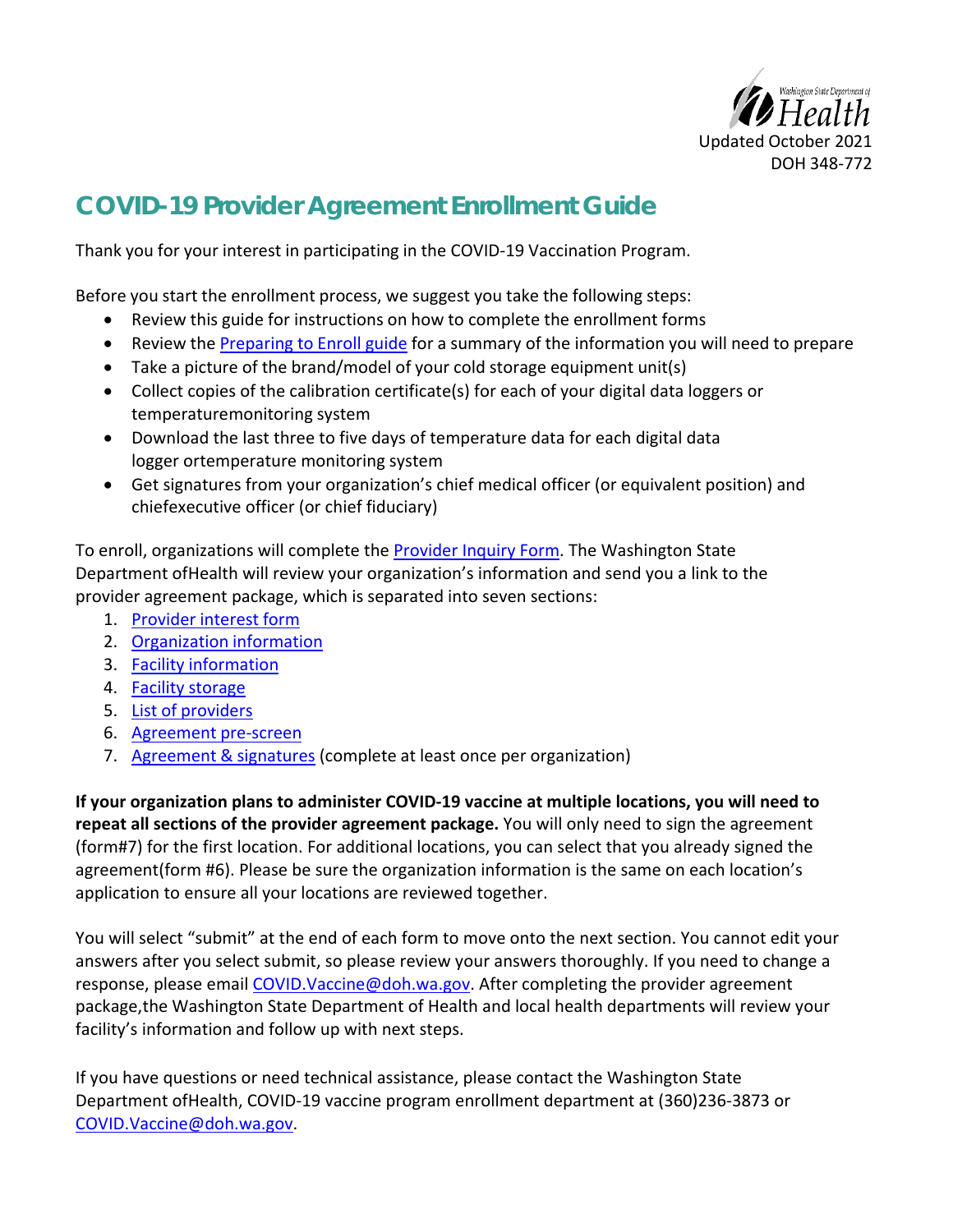Washington State Department of Health

Updated October 2021
DOH 348-772

# COVID-19 Provider Agreement Enrollment Guide

Thank you for your interest in participating in the COVID-19 Vaccination Program.

Before you start the enrollment process, we suggest you take the following steps:

- Review this guide for instructions on how to complete the enrollment forms
- Review the Preparing to Enroll guide for a summary of the information you will need to prepare
- Take a picture of the brand/model of your cold storage equipment unit(s)
- Collect copies of the calibration certificate(s) for each of your digital data loggers or temperaturemonitoring system
- Download the last three to five days of temperature data for each digital data logger ortemperature monitoring system
- Get signatures from your organization's chief medical officer (or equivalent position) and chiefexecutive officer (or chief fiduciary)

To enroll, organizations will complete the Provider Inquiry Form. The Washington State Department ofHealth will review your organization's information and send you a link to the provider agreement package, which is separated into seven sections:

1. Provider interest form
2. Organization information
3. Facility information
4. Facility storage
5. List of providers
6. Agreement pre-screen
7. Agreement & signatures (complete at least once per organization)

**If your organization plans to administer COVID-19 vaccine at multiple locations, you will need to repeat all sections of the provider agreement package.** You will only need to sign the agreement (form#7) for the first location. For additional locations, you can select that you already signed the agreement(form #6). Please be sure the organization information is the same on each location's application to ensure all your locations are reviewed together.

You will select "submit" at the end of each form to move onto the next section. You cannot edit your answers after you select submit, so please review your answers thoroughly. If you need to change a response, please email COVID.Vaccine@doh.wa.gov. After completing the provider agreement package,the Washington State Department of Health and local health departments will review your facility's information and follow up with next steps.

If you have questions or need technical assistance, please contact the Washington State Department ofHealth, COVID-19 vaccine program enrollment department at (360)236-3873 or COVID.Vaccine@doh.wa.gov.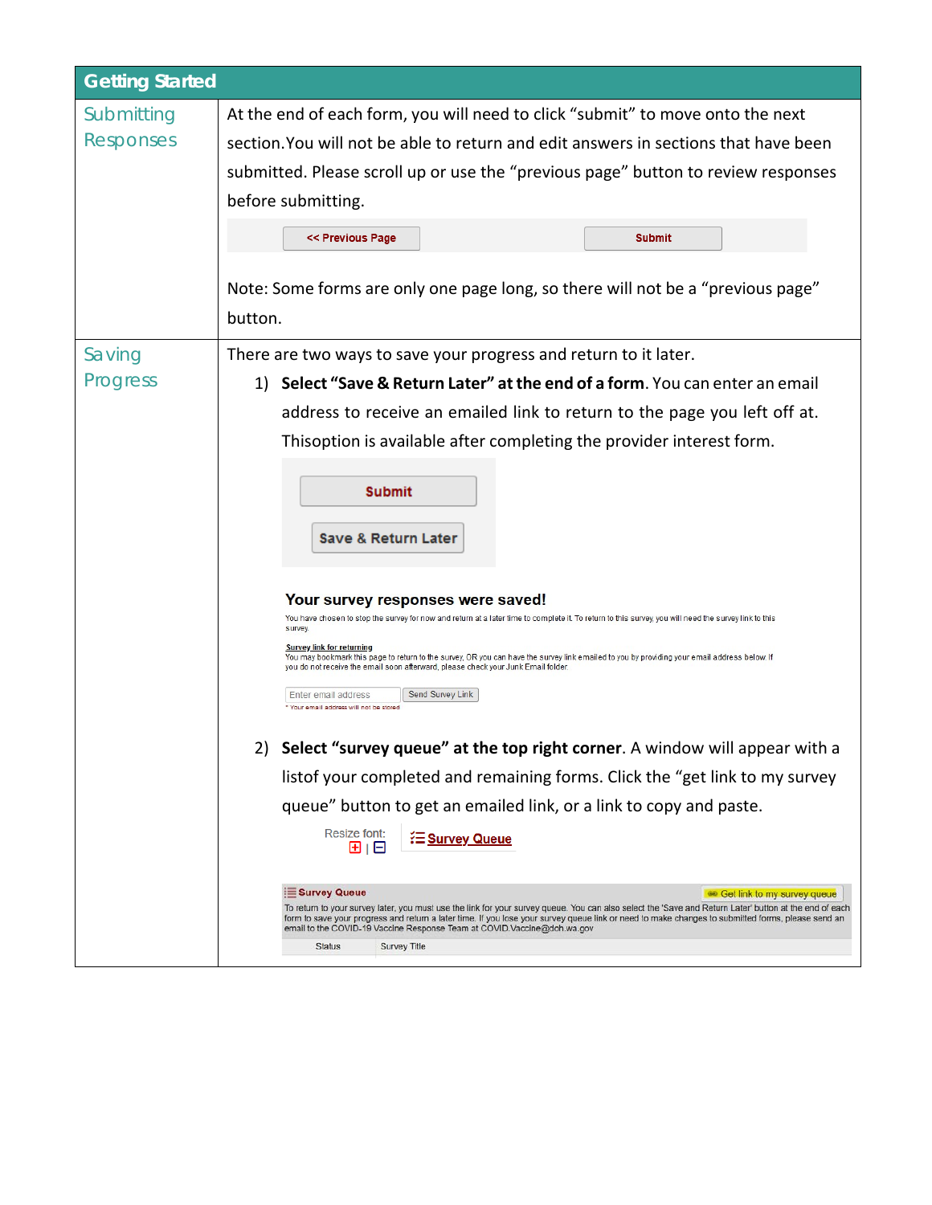## Getting Started

| Getting Started | |
|---|---|
| Submitting Responses | At the end of each form, you will need to click "submit" to move onto the next section. You will not be able to return and edit answers in sections that have been submitted. Please scroll up or use the "previous page" button to review responses before submitting.<br><br><< Previous Page    Submit<br><br>Note: Some forms are only one page long, so there will not be a "previous page" button. |
| Saving Progress | There are two ways to save your progress and return to it later.<br><br>1) **Select "Save & Return Later" at the end of a form**. You can enter an email address to receive an emailed link to return to the page you left off at. Thisoption is available after completing the provider interest form.<br><br>Submit<br>Save & Return Later<br><br>**Your survey responses were saved!**<br>You have chosen to stop the survey for now and return at a later time to complete it. To return to this survey, you will need the survey link to this survey.<br>Survey link for returning<br>You may bookmark this page to return to the survey, OR you can have the survey link emailed to you by providing your email address below. If you do not receive the email soon afterward, please check your Junk Email folder.<br>Enter email address    Send Survey Link<br>* Your email address will not be stored<br><br>2) **Select "survey queue" at the top right corner**. A window will appear with a listof your completed and remaining forms. Click the "get link to my survey queue" button to get an emailed link, or a link to copy and paste.<br><br>Resize font:    Survey Queue<br><br>Survey Queue    Get link to my survey queue<br>To return to your survey later, you must use the link for your survey queue. You can also select the 'Save and Return Later' button at the end of each form to save your progress and return a later time. If you lose your survey queue link or need to make changes to submitted forms, please send an email to the COVID-19 Vaccine Response Team at COVID.Vaccine@doh.wa.gov<br>Status    Survey Title |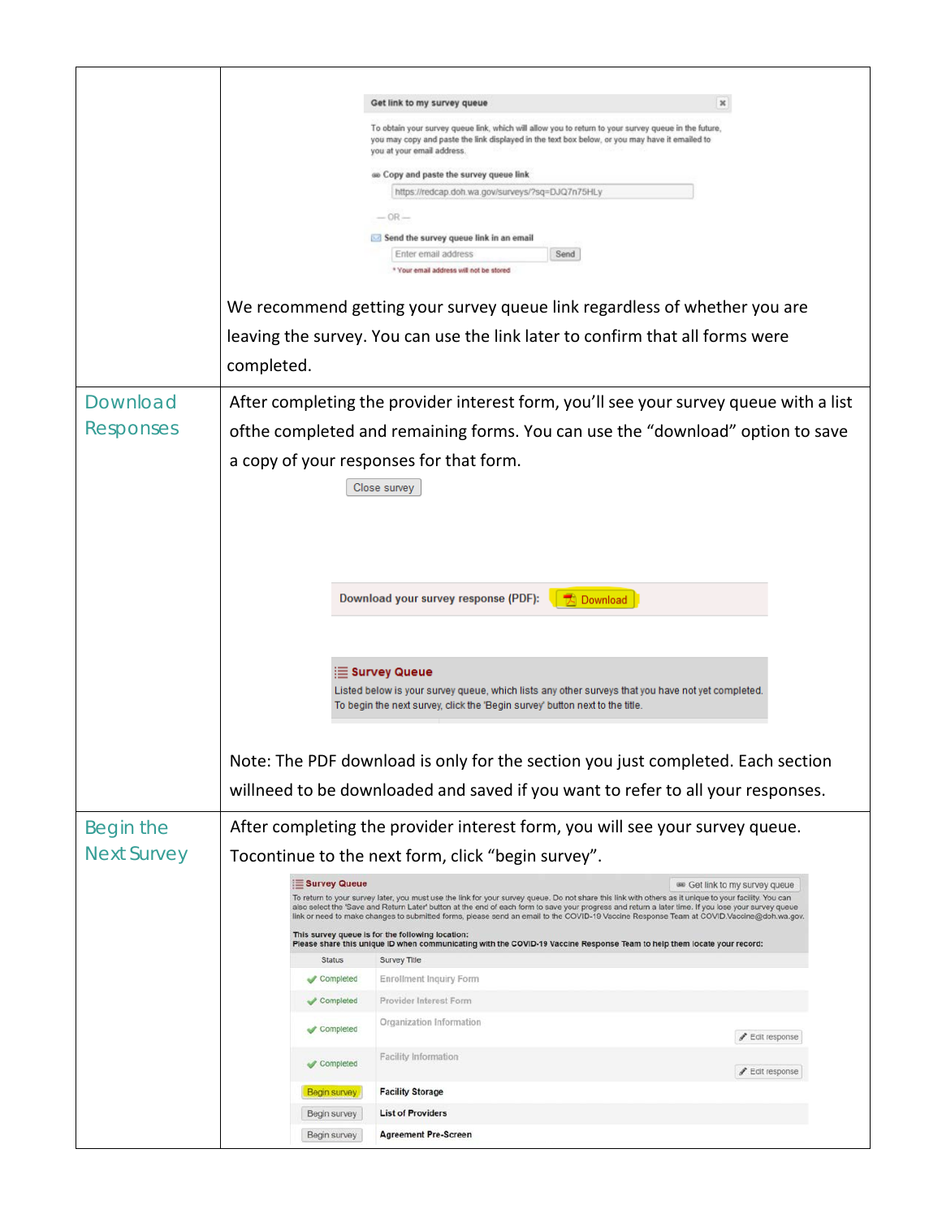| | |
|---|---|
| | Get link to my survey queue<br><br>To obtain your survey queue link, which will allow you to return to your survey queue in the future, you may copy and paste the link displayed in the text box below, or you may have it emailed to you at your email address.<br><br>Copy and paste the survey queue link<br>https://redcap.doh.wa.gov/surveys/?sq=DJQ7n75HLy<br><br>— OR —<br><br>Send the survey queue link in an email<br>Enter email address Send<br>* Your email address will not be stored<br><br>We recommend getting your survey queue link regardless of whether you are leaving the survey. You can use the link later to confirm that all forms were completed. |
| Download Responses | After completing the provider interest form, you'll see your survey queue with a list ofthe completed and remaining forms. You can use the "download" option to save a copy of your responses for that form.<br><br>Close survey<br><br>Download your survey response (PDF): Download<br><br>Survey Queue<br>Listed below is your survey queue, which lists any other surveys that you have not yet completed. To begin the next survey, click the 'Begin survey' button next to the title.<br><br>Note: The PDF download is only for the section you just completed. Each section willneed to be downloaded and saved if you want to refer to all your responses. |
| Begin the Next Survey | After completing the provider interest form, you will see your survey queue. Tocontinue to the next form, click "begin survey".<br><br>Survey Queue — Get link to my survey queue<br>To return to your survey later, you must use the link for your survey queue. Do not share this link with others as it unique to your facility. You can also select the 'Save and Return Later' button at the end of each form to save your progress and return a later time. If you lose your survey queue link or need to make changes to submitted forms, please send an email to the COVID-19 Vaccine Response Team at COVID.Vaccine@doh.wa.gov.<br>This survey queue is for the following location:<br>Please share this unique ID when communicating with the COVID-19 Vaccine Response Team to help them locate your record:<br><br>Status — Survey Title<br>Completed — Enrollment Inquiry Form<br>Completed — Provider Interest Form<br>Completed — Organization Information — Edit response<br>Completed — Facility Information — Edit response<br>Begin survey — Facility Storage<br>Begin survey — List of Providers<br>Begin survey — Agreement Pre-Screen |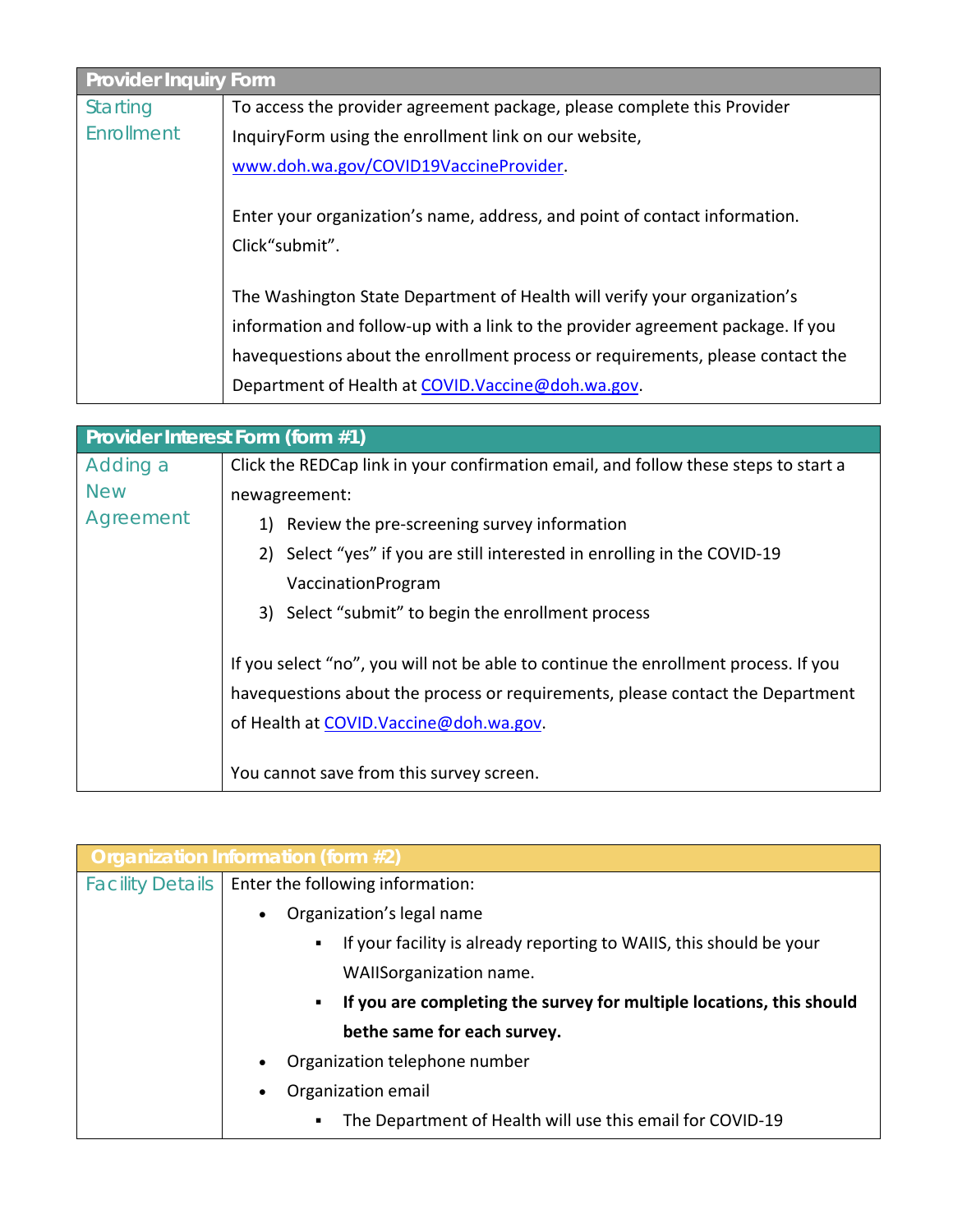| Provider Inquiry Form | |
|---|---|
| Starting Enrollment | To access the provider agreement package, please complete this Provider InquiryForm using the enrollment link on our website, www.doh.wa.gov/COVID19VaccineProvider.<br><br>Enter your organization's name, address, and point of contact information. Click"submit".<br><br>The Washington State Department of Health will verify your organization's information and follow-up with a link to the provider agreement package. If you havequestions about the enrollment process or requirements, please contact the Department of Health at COVID.Vaccine@doh.wa.gov. |

| Provider Interest Form (form #1) | |
|---|---|
| Adding a New Agreement | Click the REDCap link in your confirmation email, and follow these steps to start a newagreement:<br>1) Review the pre-screening survey information<br>2) Select "yes" if you are still interested in enrolling in the COVID-19 VaccinationProgram<br>3) Select "submit" to begin the enrollment process<br><br>If you select "no", you will not be able to continue the enrollment process. If you havequestions about the process or requirements, please contact the Department of Health at COVID.Vaccine@doh.wa.gov.<br><br>You cannot save from this survey screen. |

| Organization Information (form #2) | |
|---|---|
| Facility Details | Enter the following information:<br>• Organization's legal name<br>  ▪ If your facility is already reporting to WAIIS, this should be your WAIISorganization name.<br>  ▪ **If you are completing the survey for multiple locations, this should bethe same for each survey.**<br>• Organization telephone number<br>• Organization email<br>  ▪ The Department of Health will use this email for COVID-19 |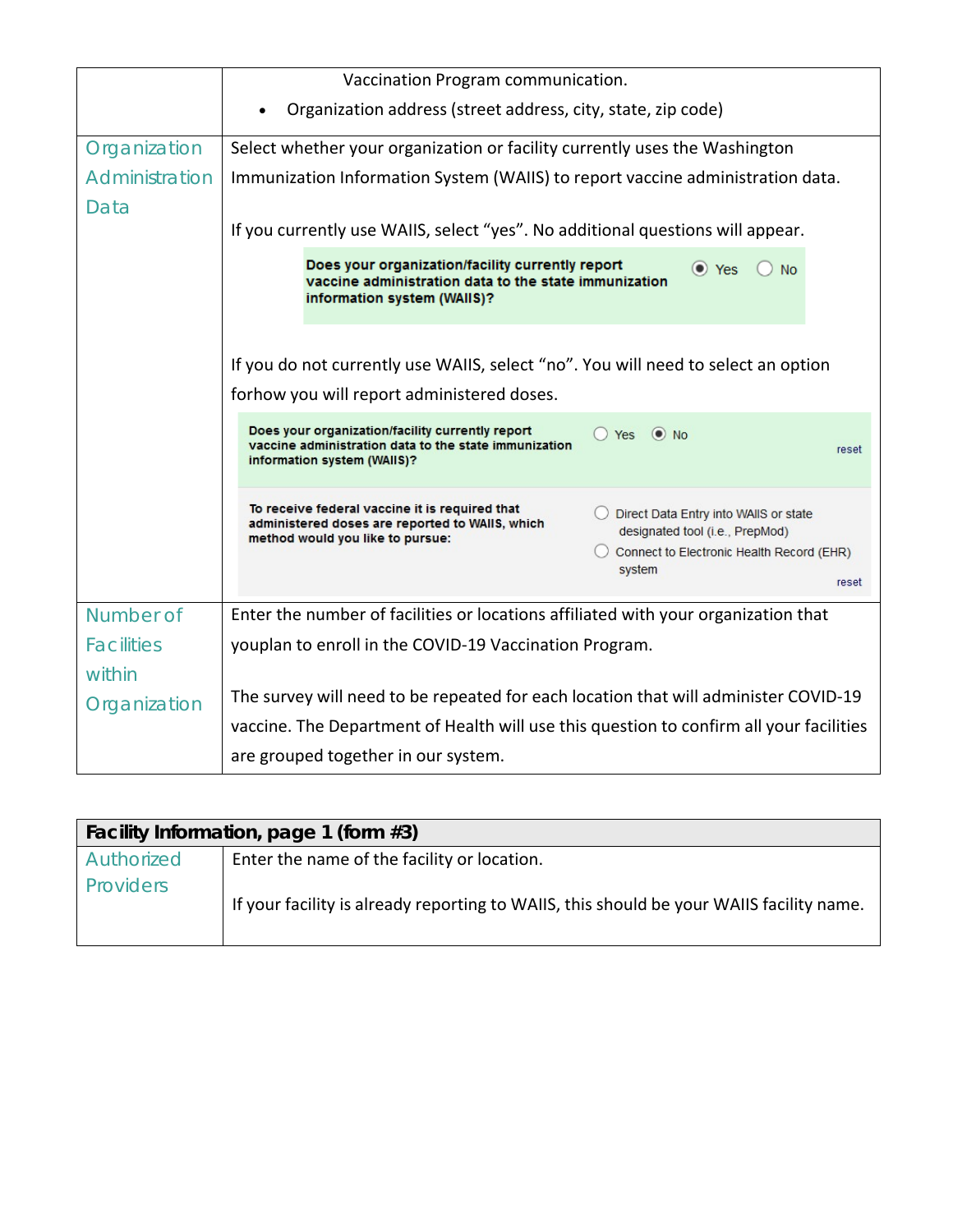| | |
|---|---|
| | Vaccination Program communication.<br>• Organization address (street address, city, state, zip code) |
| Organization Administration Data | Select whether your organization or facility currently uses the Washington Immunization Information System (WAIIS) to report vaccine administration data.<br><br>If you currently use WAIIS, select "yes". No additional questions will appear.<br><br>**Does your organization/facility currently report vaccine administration data to the state immunization information system (WAIIS)?** ◉ Yes ○ No<br><br>If you do not currently use WAIIS, select "no". You will need to select an option forhow you will report administered doses.<br><br>**Does your organization/facility currently report vaccine administration data to the state immunization information system (WAIIS)?** ○ Yes ◉ No reset<br><br>**To receive federal vaccine it is required that administered doses are reported to WAIIS, which method would you like to pursue:** ○ Direct Data Entry into WAIIS or state designated tool (i.e., PrepMod) ○ Connect to Electronic Health Record (EHR) system reset |
| Number of Facilities within Organization | Enter the number of facilities or locations affiliated with your organization that youplan to enroll in the COVID-19 Vaccination Program.<br><br>The survey will need to be repeated for each location that will administer COVID-19 vaccine. The Department of Health will use this question to confirm all your facilities are grouped together in our system. |

| **Facility Information, page 1 (form #3)** | |
|---|---|
| Authorized Providers | Enter the name of the facility or location.<br><br>If your facility is already reporting to WAIIS, this should be your WAIIS facility name. |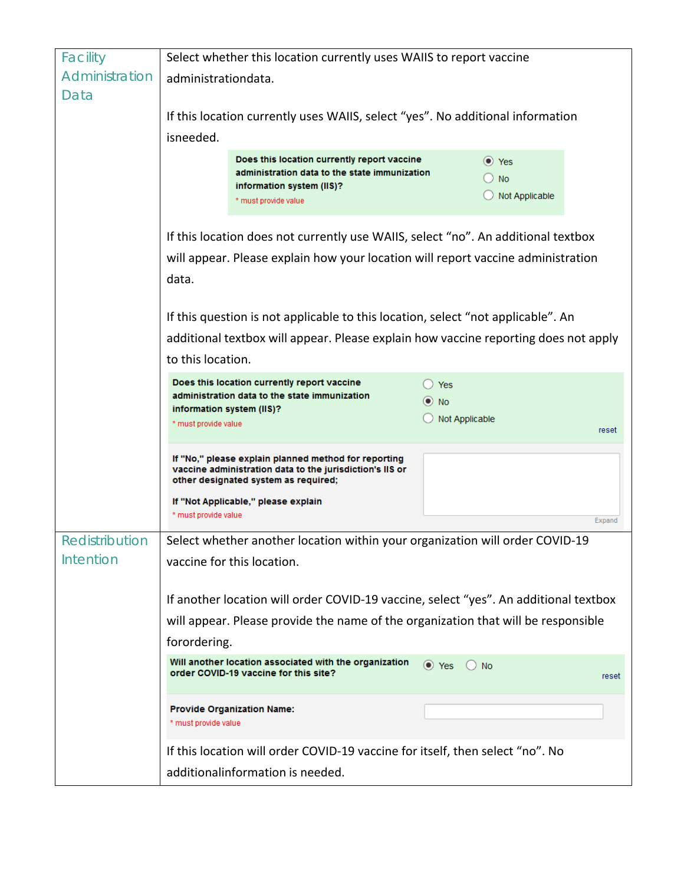| | |
|---|---|
| Facility Administration Data | Select whether this location currently uses WAIIS to report vaccine administrationdata.<br><br>If this location currently uses WAIIS, select "yes". No additional information isneeded.<br><br>**Does this location currently report vaccine administration data to the state immunization information system (IIS)?** * must provide value — (•) Yes ( ) No ( ) Not Applicable<br><br>If this location does not currently use WAIIS, select "no". An additional textbox will appear. Please explain how your location will report vaccine administration data.<br><br>If this question is not applicable to this location, select "not applicable". An additional textbox will appear. Please explain how vaccine reporting does not apply to this location.<br><br>**Does this location currently report vaccine administration data to the state immunization information system (IIS)?** * must provide value — ( ) Yes (•) No ( ) Not Applicable — reset<br><br>**If "No," please explain planned method for reporting vaccine administration data to the jurisdiction's IIS or other designated system as required;**<br>**If "Not Applicable," please explain** * must provide value — Expand |
| Redistribution Intention | Select whether another location within your organization will order COVID-19 vaccine for this location.<br><br>If another location will order COVID-19 vaccine, select "yes". An additional textbox will appear. Please provide the name of the organization that will be responsible forordering.<br><br>**Will another location associated with the organization order COVID-19 vaccine for this site?** — (•) Yes ( ) No — reset<br><br>**Provide Organization Name:** * must provide value<br><br>If this location will order COVID-19 vaccine for itself, then select "no". No additionalinformation is needed. |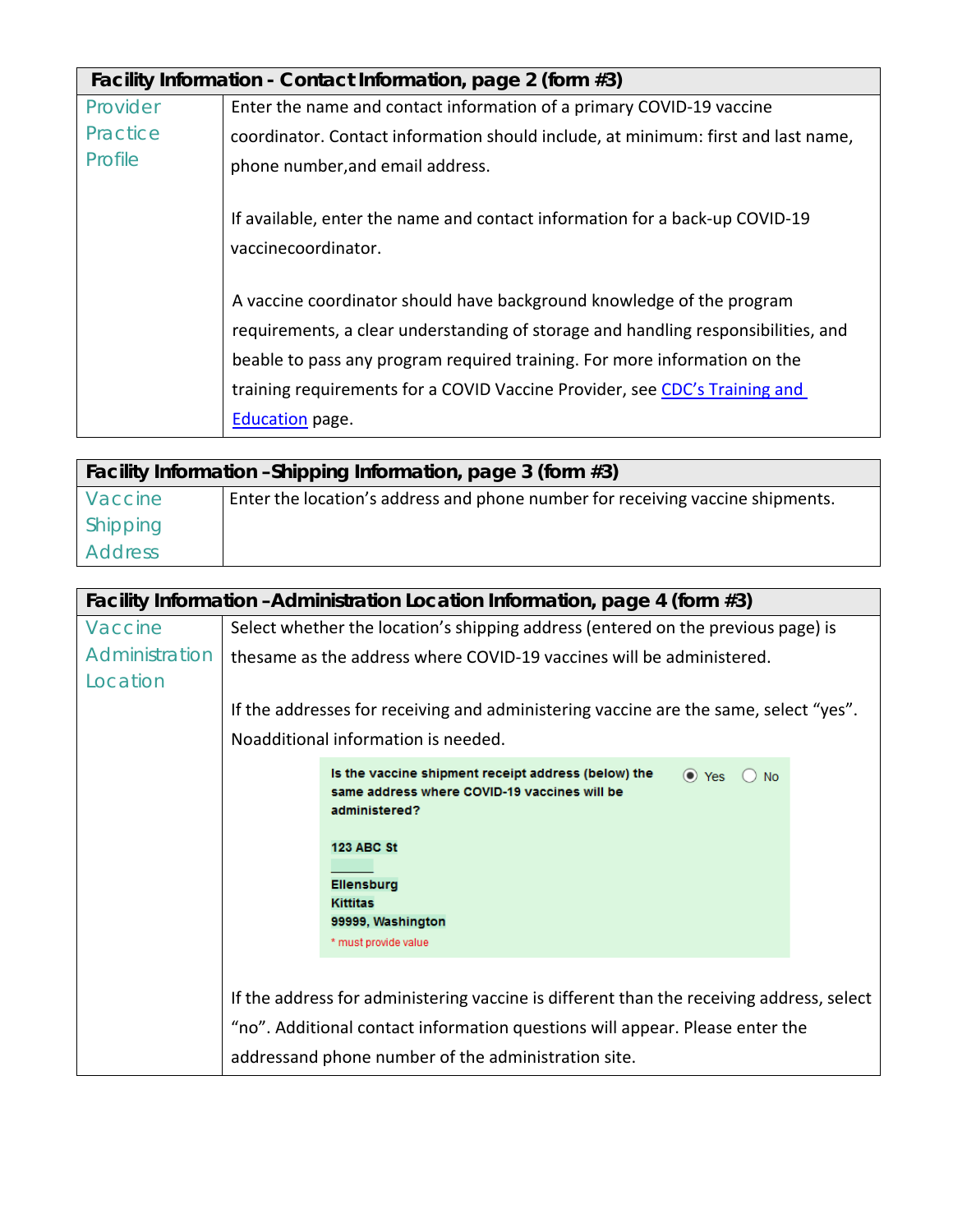| Facility Information - Contact Information, page 2 (form #3) | |
|---|---|
| Provider Practice Profile | Enter the name and contact information of a primary COVID-19 vaccine coordinator. Contact information should include, at minimum: first and last name, phone number,and email address.<br><br>If available, enter the name and contact information for a back-up COVID-19 vaccinecoordinator.<br><br>A vaccine coordinator should have background knowledge of the program requirements, a clear understanding of storage and handling responsibilities, and beable to pass any program required training. For more information on the training requirements for a COVID Vaccine Provider, see [CDC's Training and Education]() page. |

| Facility Information –Shipping Information, page 3 (form #3) | |
|---|---|
| Vaccine Shipping Address | Enter the location's address and phone number for receiving vaccine shipments. |

| Facility Information –Administration Location Information, page 4 (form #3) | |
|---|---|
| Vaccine Administration Location | Select whether the location's shipping address (entered on the previous page) is thesame as the address where COVID-19 vaccines will be administered.<br><br>If the addresses for receiving and administering vaccine are the same, select "yes". Noadditional information is needed.<br><br>**Is the vaccine shipment receipt address (below) the same address where COVID-19 vaccines will be administered?** (●) Yes ( ) No<br><br>**123 ABC St**<br>**Ellensburg**<br>**Kittitas**<br>**99999, Washington**<br>* must provide value<br><br>If the address for administering vaccine is different than the receiving address, select "no". Additional contact information questions will appear. Please enter the addressand phone number of the administration site. |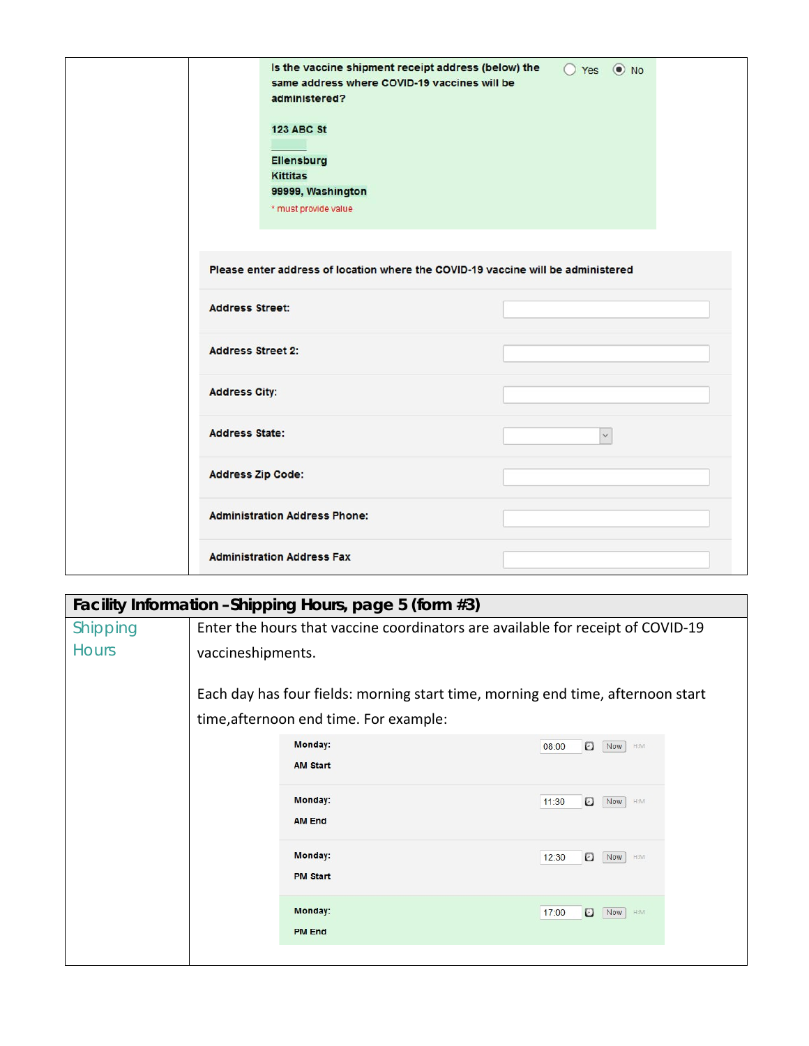| | |
|---|---|
| | Is the vaccine shipment receipt address (below) the same address where COVID-19 vaccines will be administered? ○ Yes ◉ No<br><br>123 ABC St<br><br>Ellensburg<br>Kittitas<br>99999, Washington<br>* must provide value<br><br>Please enter address of location where the COVID-19 vaccine will be administered<br><br>Address Street:<br>Address Street 2:<br>Address City:<br>Address State:<br>Address Zip Code:<br>Administration Address Phone:<br>Administration Address Fax |

| Facility Information – Shipping Hours, page 5 (form #3) | |
|---|---|
| Shipping Hours | Enter the hours that vaccine coordinators are available for receipt of COVID-19 vaccineshipments.<br><br>Each day has four fields: morning start time, morning end time, afternoon start time,afternoon end time. For example:<br><br>Monday: AM Start 08:00 Now H:M<br>Monday: AM End 11:30 Now H:M<br>Monday: PM Start 12:30 Now H:M<br>Monday: PM End 17:00 Now H:M |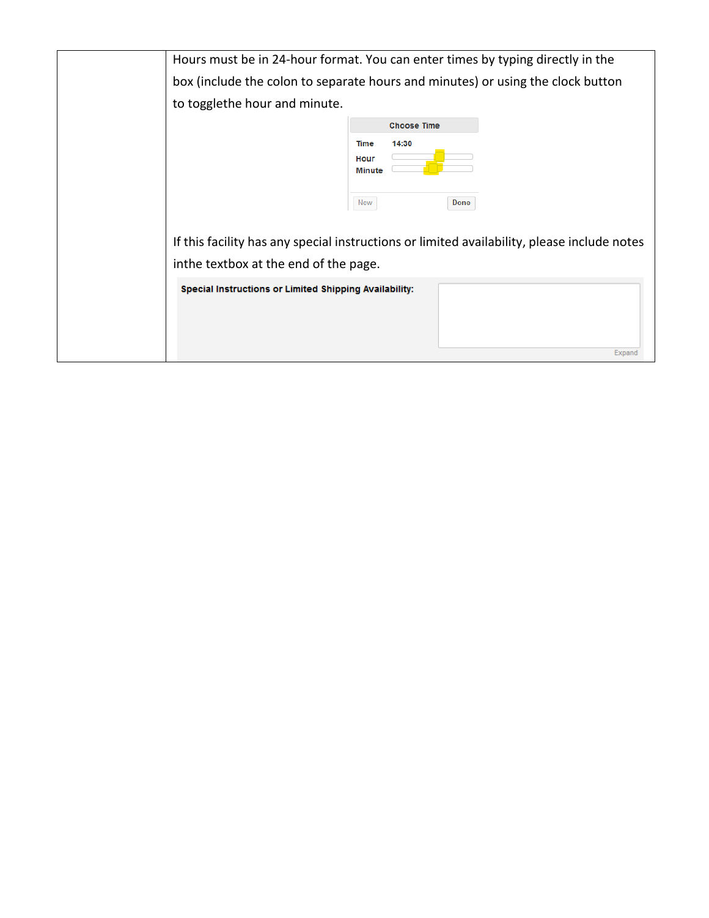| | |
|---|---|
| | Hours must be in 24-hour format. You can enter times by typing directly in the box (include the colon to separate hours and minutes) or using the clock button to togglethe hour and minute.<br><br>Choose Time<br>Time 14:30<br>Hour<br>Minute<br>Now Done<br><br>If this facility has any special instructions or limited availability, please include notes inthe textbox at the end of the page.<br><br>**Special Instructions or Limited Shipping Availability:**<br>Expand |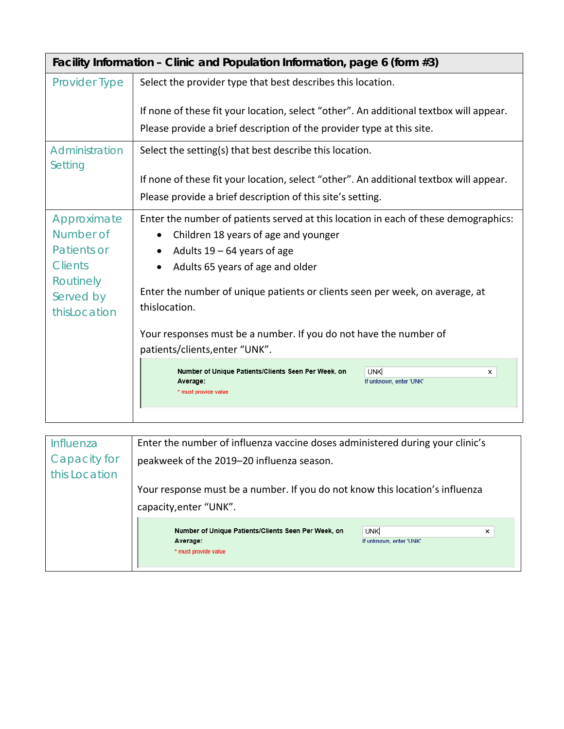| Facility Information – Clinic and Population Information, page 6 (form #3) | |
|---|---|
| Provider Type | Select the provider type that best describes this location.<br><br>If none of these fit your location, select "other". An additional textbox will appear. Please provide a brief description of the provider type at this site. |
| Administration Setting | Select the setting(s) that best describe this location.<br><br>If none of these fit your location, select "other". An additional textbox will appear. Please provide a brief description of this site's setting. |
| Approximate Number of Patients or Clients Routinely Served by thisLocation | Enter the number of patients served at this location in each of these demographics:<br>• Children 18 years of age and younger<br>• Adults 19 – 64 years of age<br>• Adults 65 years of age and older<br><br>Enter the number of unique patients or clients seen per week, on average, at thislocation.<br><br>Your responses must be a number. If you do not have the number of patients/clients,enter "UNK".<br><br>Number of Unique Patients/Clients Seen Per Week, on Average: UNK<br>* must provide value<br>If unknown, enter 'UNK' |

| Influenza Capacity for this Location | Enter the number of influenza vaccine doses administered during your clinic's peakweek of the 2019–20 influenza season.<br><br>Your response must be a number. If you do not know this location's influenza capacity,enter "UNK".<br><br>Number of Unique Patients/Clients Seen Per Week, on Average: UNK<br>* must provide value<br>If unknown, enter 'UNK' |
|---|---|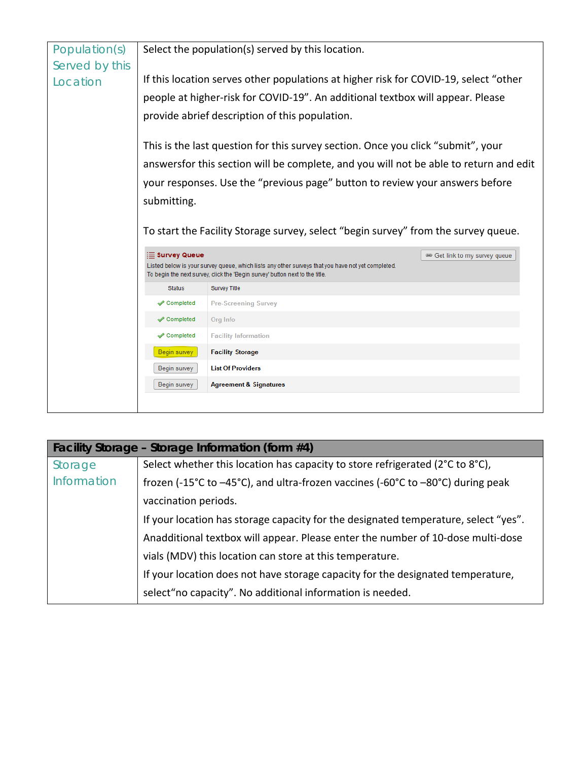| Population(s) Served by this Location | Select the population(s) served by this location.<br><br>If this location serves other populations at higher risk for COVID-19, select "other people at higher-risk for COVID-19". An additional textbox will appear. Please provide abrief description of this population.<br><br>This is the last question for this survey section. Once you click "submit", your answersfor this section will be complete, and you will not be able to return and edit your responses. Use the "previous page" button to review your answers before submitting.<br><br>To start the Facility Storage survey, select "begin survey" from the survey queue.<br><br>**Survey Queue**<br>Listed below is your survey queue, which lists any other surveys that you have not yet completed.<br>To begin the next survey, click the 'Begin survey' button next to the title.<br>Get link to my survey queue<br><br>Status / Survey Title<br>Completed – Pre-Screening Survey<br>Completed – Org Info<br>Completed – Facility Information<br>Begin survey – Facility Storage<br>Begin survey – List Of Providers<br>Begin survey – Agreement & Signatures |
|---|---|

| Facility Storage – Storage Information (form #4) | |
|---|---|
| Storage Information | Select whether this location has capacity to store refrigerated (2°C to 8°C), frozen (-15°C to –45°C), and ultra-frozen vaccines (-60°C to –80°C) during peak vaccination periods.<br>If your location has storage capacity for the designated temperature, select "yes". Anadditional textbox will appear. Please enter the number of 10-dose multi-dose vials (MDV) this location can store at this temperature.<br>If your location does not have storage capacity for the designated temperature, select"no capacity". No additional information is needed. |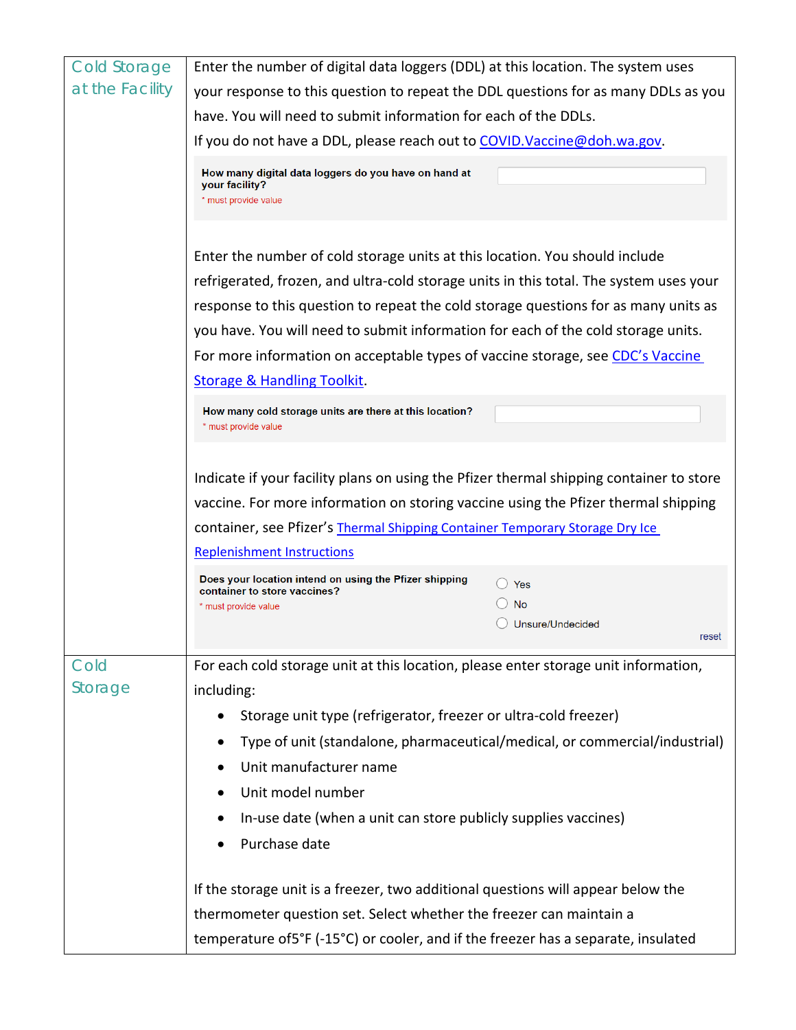| | |
|---|---|
| Cold Storage at the Facility | Enter the number of digital data loggers (DDL) at this location. The system uses your response to this question to repeat the DDL questions for as many DDLs as you have. You will need to submit information for each of the DDLs.<br>If you do not have a DDL, please reach out to [COVID.Vaccine@doh.wa.gov](mailto:COVID.Vaccine@doh.wa.gov).<br><br>**How many digital data loggers do you have on hand at your facility?**<br>* must provide value<br><br>Enter the number of cold storage units at this location. You should include refrigerated, frozen, and ultra-cold storage units in this total. The system uses your response to this question to repeat the cold storage questions for as many units as you have. You will need to submit information for each of the cold storage units. For more information on acceptable types of vaccine storage, see [CDC's Vaccine Storage & Handling Toolkit]().<br><br>**How many cold storage units are there at this location?**<br>* must provide value<br><br>Indicate if your facility plans on using the Pfizer thermal shipping container to store vaccine. For more information on storing vaccine using the Pfizer thermal shipping container, see Pfizer's [Thermal Shipping Container Temporary Storage Dry Ice Replenishment Instructions]()<br><br>**Does your location intend on using the Pfizer shipping container to store vaccines?**<br>* must provide value<br>○ Yes<br>○ No<br>○ Unsure/Undecided<br>reset |
| Cold Storage | For each cold storage unit at this location, please enter storage unit information, including:<br>• Storage unit type (refrigerator, freezer or ultra-cold freezer)<br>• Type of unit (standalone, pharmaceutical/medical, or commercial/industrial)<br>• Unit manufacturer name<br>• Unit model number<br>• In-use date (when a unit can store publicly supplies vaccines)<br>• Purchase date<br><br>If the storage unit is a freezer, two additional questions will appear below the thermometer question set. Select whether the freezer can maintain a temperature of5°F (-15°C) or cooler, and if the freezer has a separate, insulated |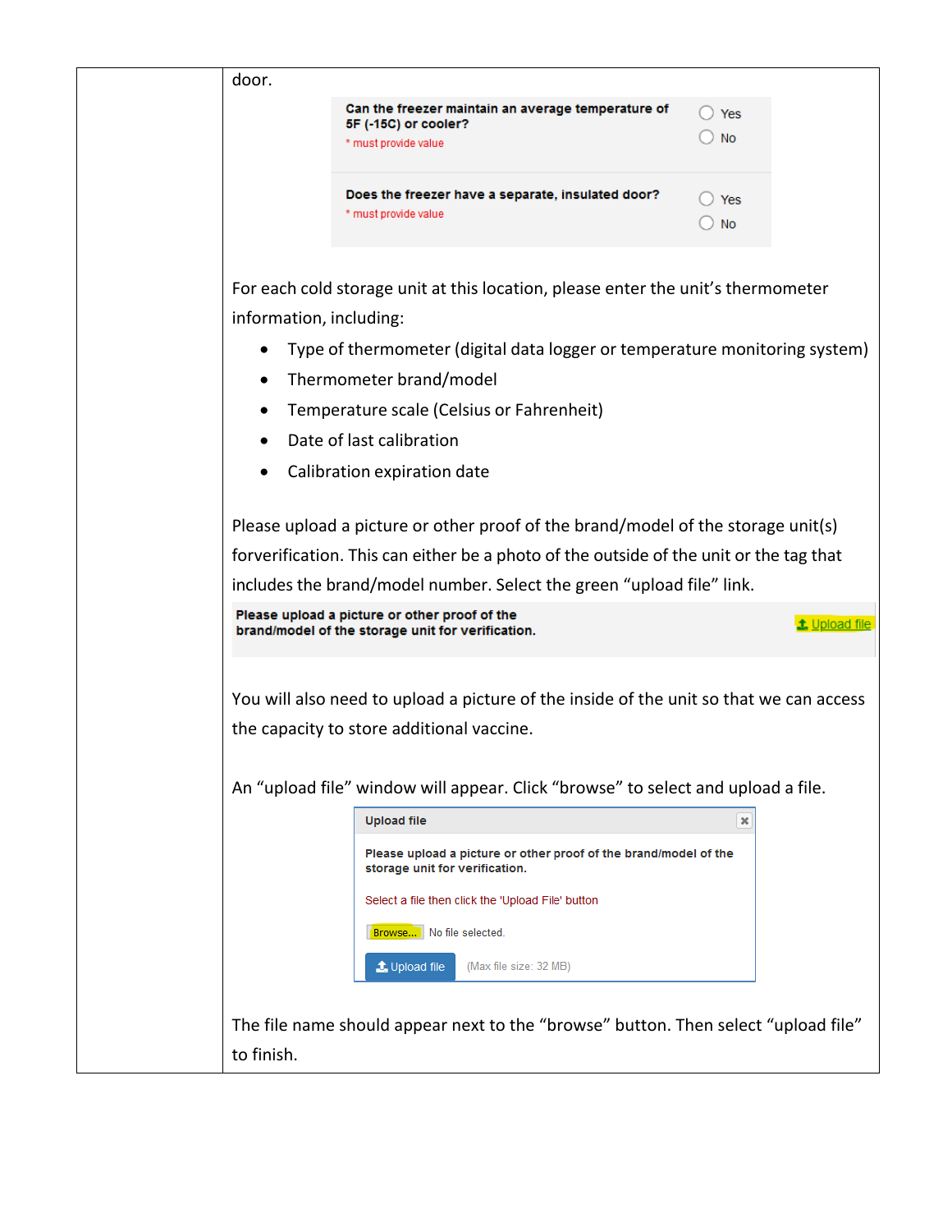door.

Can the freezer maintain an average temperature of 5F (-15C) or cooler?
* must provide value

- Yes
- No

Does the freezer have a separate, insulated door?
* must provide value

- Yes
- No

For each cold storage unit at this location, please enter the unit's thermometer information, including:

- Type of thermometer (digital data logger or temperature monitoring system)
- Thermometer brand/model
- Temperature scale (Celsius or Fahrenheit)
- Date of last calibration
- Calibration expiration date

Please upload a picture or other proof of the brand/model of the storage unit(s) forverification. This can either be a photo of the outside of the unit or the tag that includes the brand/model number. Select the green "upload file" link.

**Please upload a picture or other proof of the brand/model of the storage unit for verification.** Upload file

You will also need to upload a picture of the inside of the unit so that we can access the capacity to store additional vaccine.

An "upload file" window will appear. Click "browse" to select and upload a file.

**Upload file**

**Please upload a picture or other proof of the brand/model of the storage unit for verification.**

Select a file then click the 'Upload File' button

Browse... No file selected.

Upload file (Max file size: 32 MB)

The file name should appear next to the "browse" button. Then select "upload file" to finish.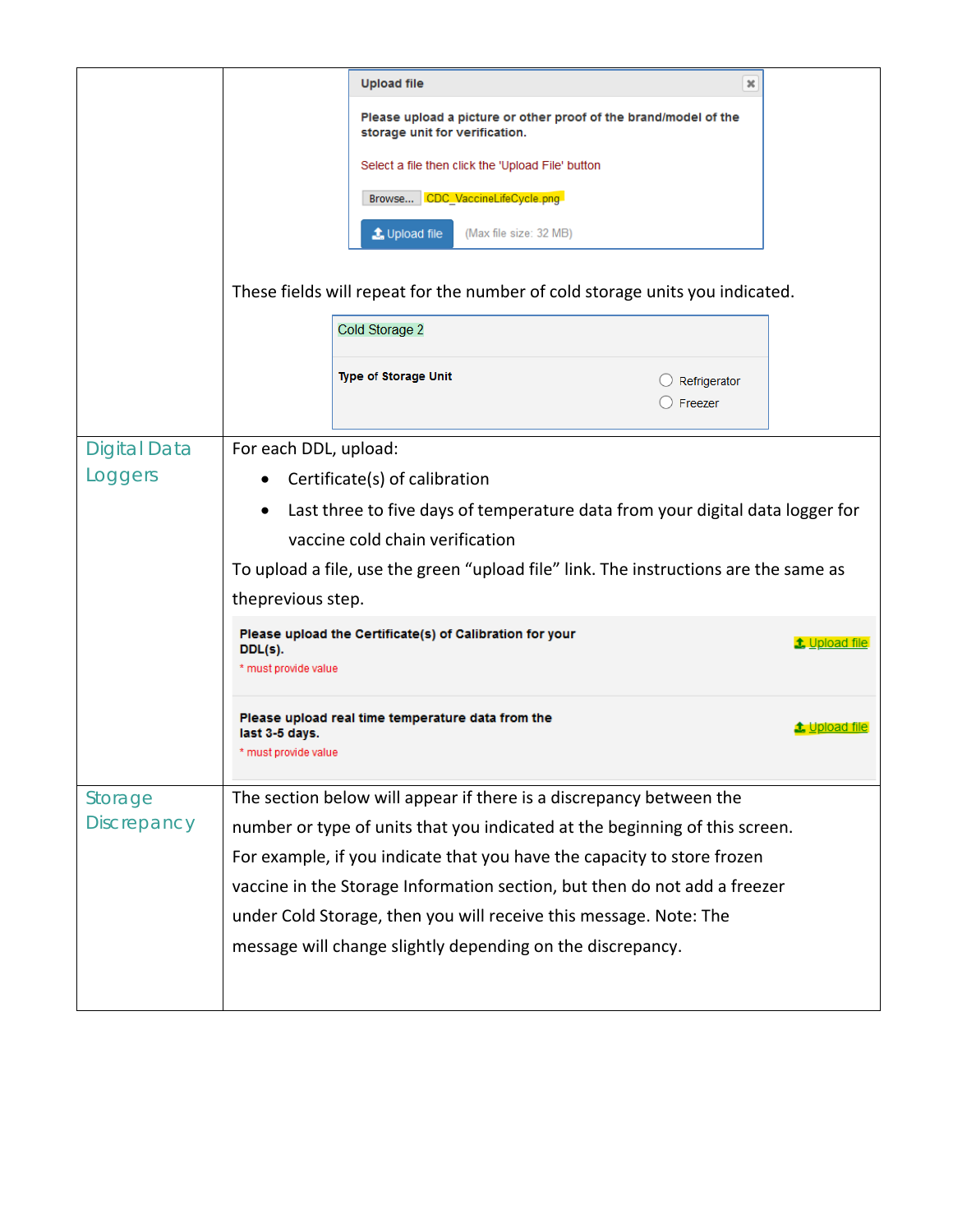| | |
|---|---|
| | **Upload file** ✖<br><br>**Please upload a picture or other proof of the brand/model of the storage unit for verification.**<br><br>Select a file then click the 'Upload File' button<br><br>Browse... CDC_VaccineLifeCycle.png<br><br>Upload file (Max file size: 32 MB)<br><br>These fields will repeat for the number of cold storage units you indicated.<br><br>Cold Storage 2<br><br>**Type of Storage Unit** ○ Refrigerator ○ Freezer |
| Digital Data Loggers | For each DDL, upload:<br><ul><li>Certificate(s) of calibration</li><li>Last three to five days of temperature data from your digital data logger for vaccine cold chain verification</li></ul>To upload a file, use the green "upload file" link. The instructions are the same as theprevious step.<br><br>**Please upload the Certificate(s) of Calibration for your DDL(s).** Upload file<br>* must provide value<br><br>**Please upload real time temperature data from the last 3-5 days.** Upload file<br>* must provide value |
| Storage Discrepancy | The section below will appear if there is a discrepancy between the number or type of units that you indicated at the beginning of this screen. For example, if you indicate that you have the capacity to store frozen vaccine in the Storage Information section, but then do not add a freezer under Cold Storage, then you will receive this message. Note: The message will change slightly depending on the discrepancy. |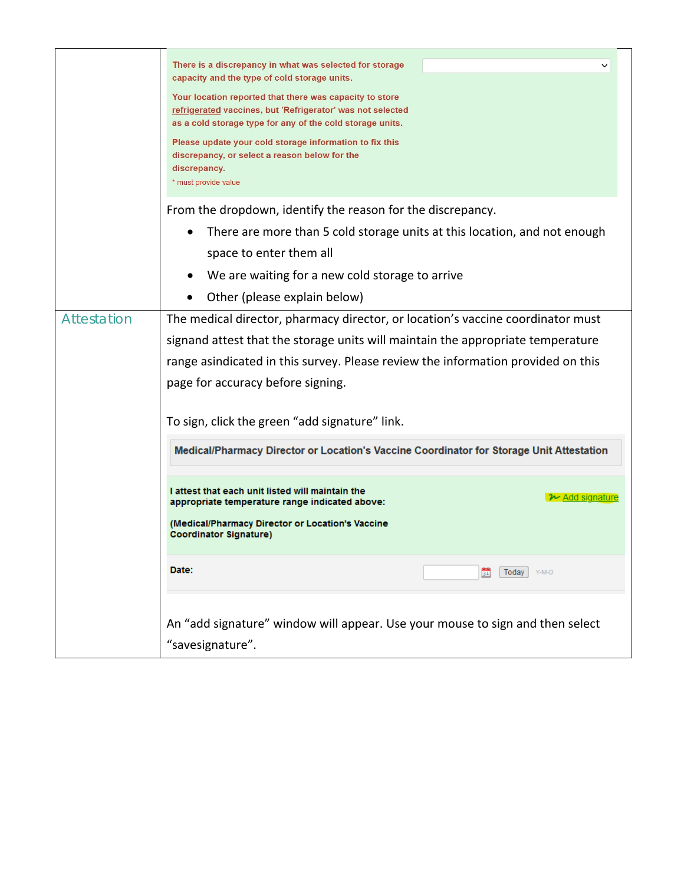| | |
|---|---|
| | There is a discrepancy in what was selected for storage capacity and the type of cold storage units.<br><br>Your location reported that there was capacity to store refrigerated vaccines, but 'Refrigerator' was not selected as a cold storage type for any of the cold storage units.<br><br>Please update your cold storage information to fix this discrepancy, or select a reason below for the discrepancy.<br><br>* must provide value<br><br>From the dropdown, identify the reason for the discrepancy.<br><br>• There are more than 5 cold storage units at this location, and not enough space to enter them all<br>• We are waiting for a new cold storage to arrive<br>• Other (please explain below) |
| Attestation | The medical director, pharmacy director, or location's vaccine coordinator must signand attest that the storage units will maintain the appropriate temperature range asindicated in this survey. Please review the information provided on this page for accuracy before signing.<br><br>To sign, click the green "add signature" link.<br><br>**Medical/Pharmacy Director or Location's Vaccine Coordinator for Storage Unit Attestation**<br><br>**I attest that each unit listed will maintain the appropriate temperature range indicated above:**<br><br>**(Medical/Pharmacy Director or Location's Vaccine Coordinator Signature)**<br><br>Add signature<br><br>**Date:** Today Y-M-D<br><br>An "add signature" window will appear. Use your mouse to sign and then select "savesignature". |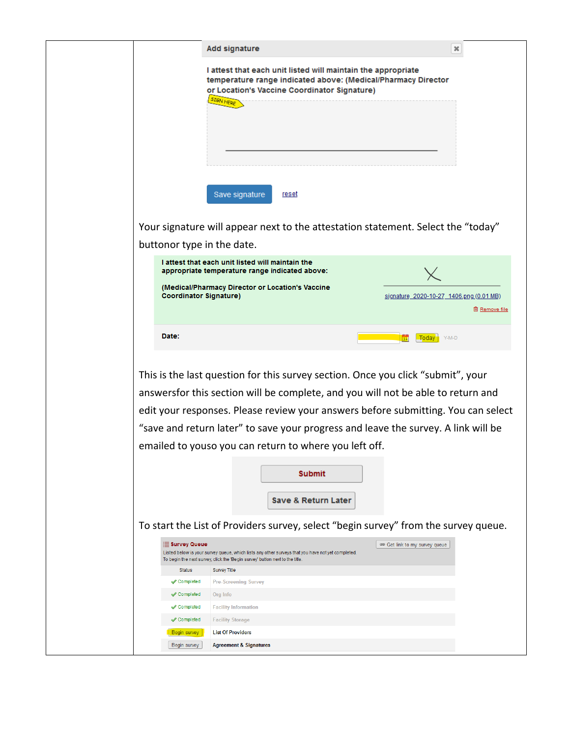**Add signature**

**I attest that each unit listed will maintain the appropriate temperature range indicated above: (Medical/Pharmacy Director or Location's Vaccine Coordinator Signature)**

SIGN HERE

Save signature reset

Your signature will appear next to the attestation statement. Select the "today" buttonor type in the date.

**I attest that each unit listed will maintain the appropriate temperature range indicated above:**

**(Medical/Pharmacy Director or Location's Vaccine Coordinator Signature)**

signature_2020-10-27_1406.png (0.01 MB)

Remove file

**Date:** Today Y-M-D

This is the last question for this survey section. Once you click "submit", your answersfor this section will be complete, and you will not be able to return and edit your responses. Please review your answers before submitting. You can select "save and return later" to save your progress and leave the survey. A link will be emailed to youso you can return to where you left off.

**Submit**

**Save & Return Later**

To start the List of Providers survey, select "begin survey" from the survey queue.

**Survey Queue**

Get link to my survey queue

Listed below is your survey queue, which lists any other surveys that you have not yet completed. To begin the next survey, click the 'Begin survey' button next to the title.

| Status | Survey Title |
|---|---|
| Completed | Pre-Screening Survey |
| Completed | Org Info |
| Completed | Facility Information |
| Completed | Facility Storage |
| Begin survey | List Of Providers |
| Begin survey | Agreement & Signatures |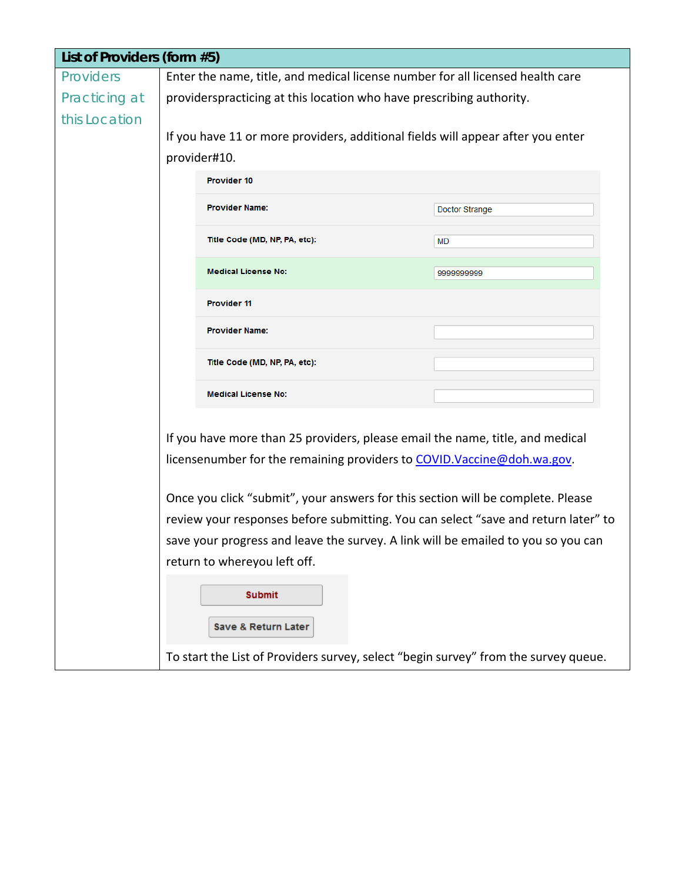## List of Providers (form #5)

| Providers Practicing at this Location | |
|---|---|
| | Enter the name, title, and medical license number for all licensed health care providerspracticing at this location who have prescribing authority. |
| | If you have 11 or more providers, additional fields will appear after you enter provider#10. |
| | **Provider 10** |
| | **Provider Name:** Doctor Strange |
| | **Title Code (MD, NP, PA, etc):** MD |
| | **Medical License No:** 9999999999 |
| | **Provider 11** |
| | **Provider Name:** |
| | **Title Code (MD, NP, PA, etc):** |
| | **Medical License No:** |
| | If you have more than 25 providers, please email the name, title, and medical licensenumber for the remaining providers to COVID.Vaccine@doh.wa.gov. |
| | Once you click "submit", your answers for this section will be complete. Please review your responses before submitting. You can select "save and return later" to save your progress and leave the survey. A link will be emailed to you so you can return to whereyou left off. |
| | Submit |
| | Save & Return Later |
| | To start the List of Providers survey, select "begin survey" from the survey queue. |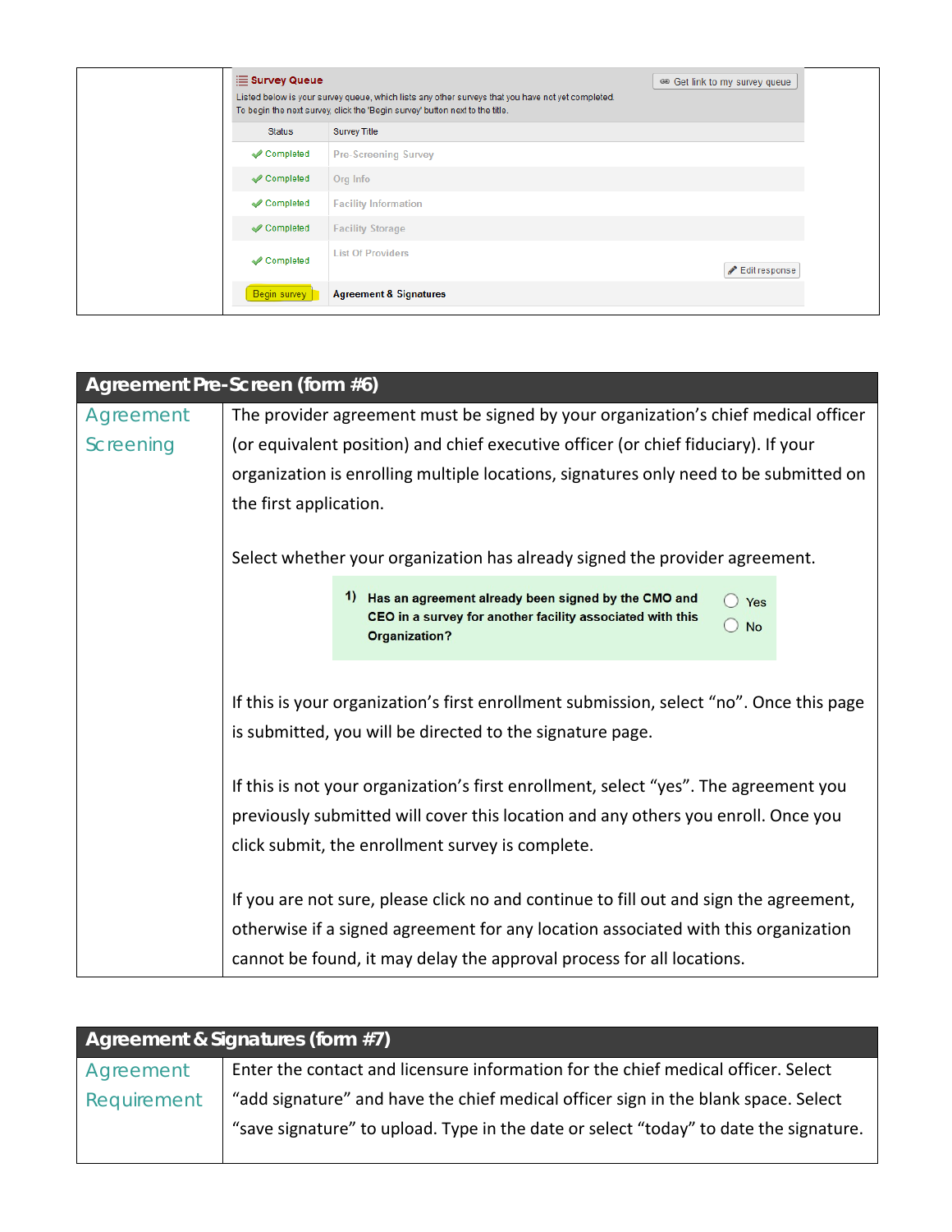| | Survey Queue<br>Listed below is your survey queue, which lists any other surveys that you have not yet completed. To begin the next survey, click the 'Begin survey' button next to the title.<br>Get link to my survey queue<br><br>Status / Survey Title<br>Completed — Pre-Screening Survey<br>Completed — Org Info<br>Completed — Facility Information<br>Completed — Facility Storage<br>Completed — List Of Providers — Edit response<br>Begin survey — Agreement & Signatures |
|---|---|

| Agreement Pre-Screen (form #6) | |
|---|---|
| Agreement Screening | The provider agreement must be signed by your organization's chief medical officer (or equivalent position) and chief executive officer (or chief fiduciary). If your organization is enrolling multiple locations, signatures only need to be submitted on the first application.<br><br>Select whether your organization has already signed the provider agreement.<br><br>**1) Has an agreement already been signed by the CMO and CEO in a survey for another facility associated with this Organization?** ◯ Yes ◯ No<br><br>If this is your organization's first enrollment submission, select "no". Once this page is submitted, you will be directed to the signature page.<br><br>If this is not your organization's first enrollment, select "yes". The agreement you previously submitted will cover this location and any others you enroll. Once you click submit, the enrollment survey is complete.<br><br>If you are not sure, please click no and continue to fill out and sign the agreement, otherwise if a signed agreement for any location associated with this organization cannot be found, it may delay the approval process for all locations. |

| Agreement & Signatures (form #7) | |
|---|---|
| Agreement Requirement | Enter the contact and licensure information for the chief medical officer. Select "add signature" and have the chief medical officer sign in the blank space. Select "save signature" to upload. Type in the date or select "today" to date the signature. |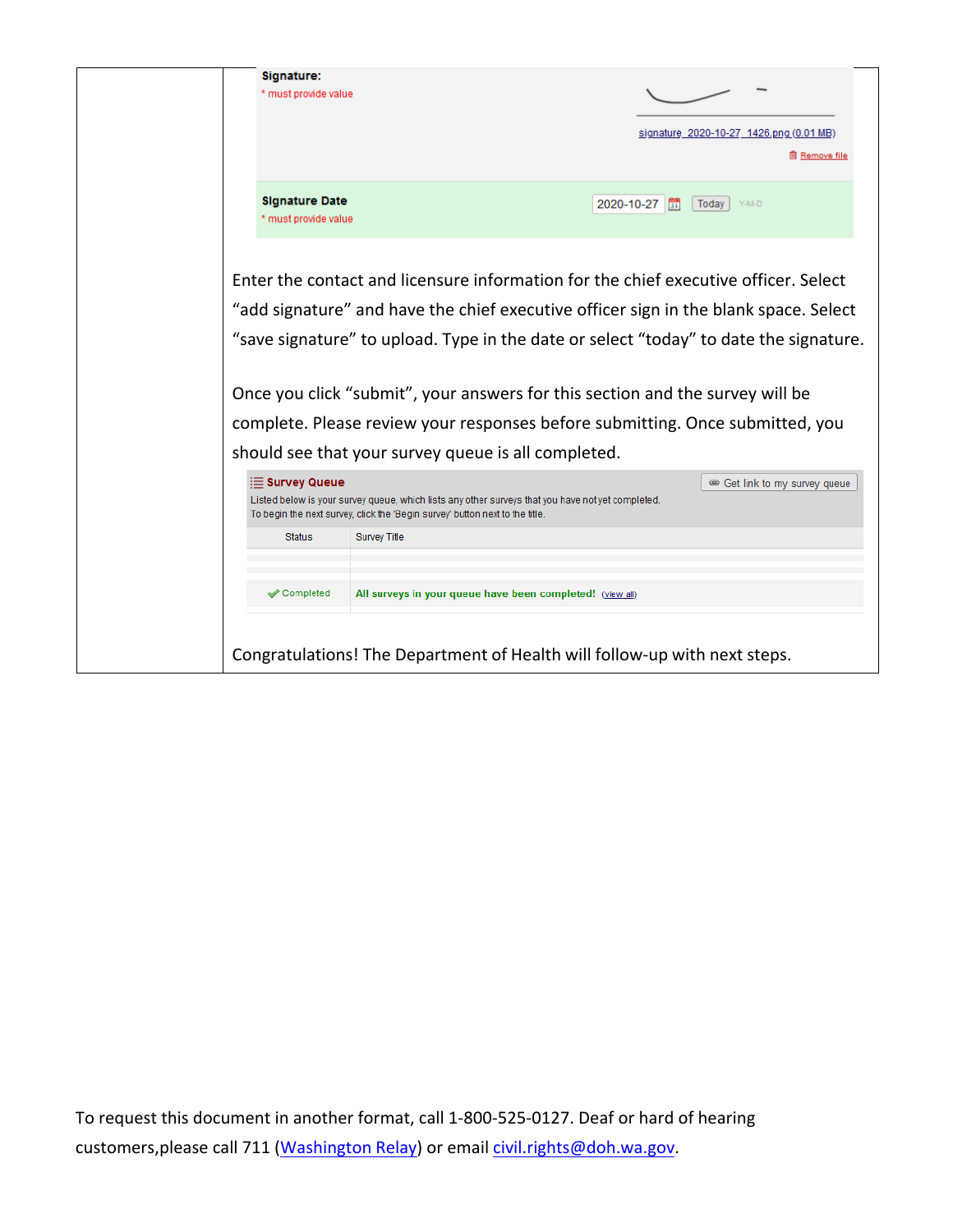| | |
|---|---|
| | **Signature:**<br>* must provide value<br>signature_2020-10-27_1426.png (0.01 MB)<br>Remove file<br>**Signature Date**<br>* must provide value<br>2020-10-27 Today Y-M-D<br><br>Enter the contact and licensure information for the chief executive officer. Select "add signature" and have the chief executive officer sign in the blank space. Select "save signature" to upload. Type in the date or select "today" to date the signature.<br><br>Once you click "submit", your answers for this section and the survey will be complete. Please review your responses before submitting. Once submitted, you should see that your survey queue is all completed.<br><br>**Survey Queue**<br>Get link to my survey queue<br>Listed below is your survey queue, which lists any other surveys that you have not yet completed. To begin the next survey, click the 'Begin survey' button next to the title.<br>Status / Survey Title<br>Completed / All surveys in your queue have been completed! (view all)<br><br>Congratulations! The Department of Health will follow-up with next steps. |

To request this document in another format, call 1-800-525-0127. Deaf or hard of hearing customers,please call 711 (Washington Relay) or email civil.rights@doh.wa.gov.